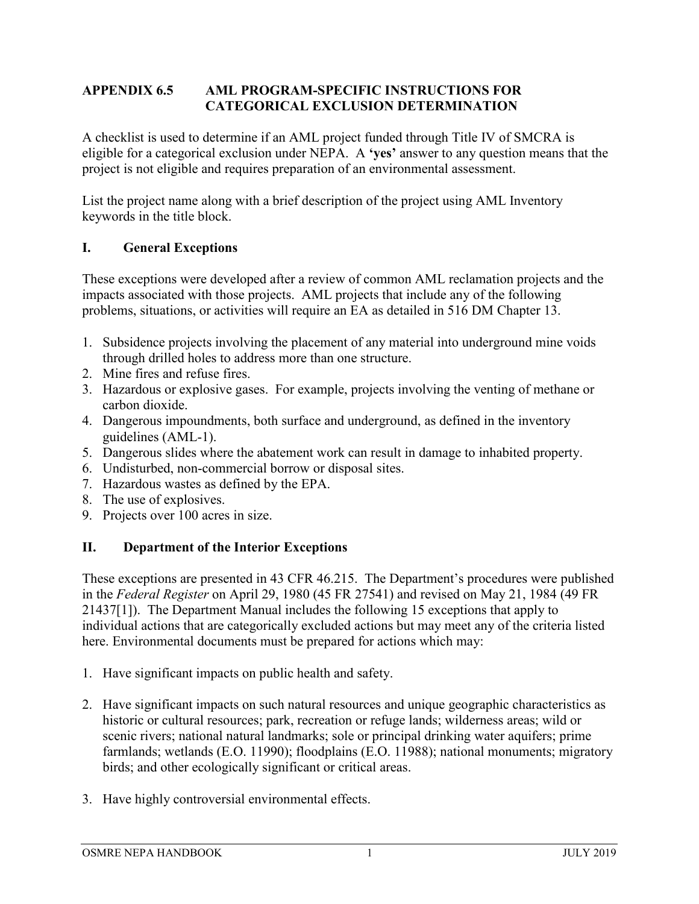## APPENDIX 6.5 AML PROGRAM-SPECIFIC INSTRUCTIONS FOR CATEGORICAL EXCLUSION DETERMINATION

A checklist is used to determine if an AML project funded through Title IV of SMCRA is eligible for a categorical exclusion under NEPA. A **'yes'** answer to any question means that the project is not eligible and requires preparation of an environmental assessment.

List the project name along with a brief description of the project using AML Inventory keywords in the title block.

### I. General Exceptions

These exceptions were developed after a review of common AML reclamation projects and the impacts associated with those projects. AML projects that include any of the following problems, situations, or activities will require an EA as detailed in 516 DM Chapter 13.

1. Subsidence projects involving the placement of any material into underground mine voids through drilled holes to address more than one structure.
2. Mine fires and refuse fires.
3. Hazardous or explosive gases. For example, projects involving the venting of methane or carbon dioxide.
4. Dangerous impoundments, both surface and underground, as defined in the inventory guidelines (AML-1).
5. Dangerous slides where the abatement work can result in damage to inhabited property.
6. Undisturbed, non-commercial borrow or disposal sites.
7. Hazardous wastes as defined by the EPA.
8. The use of explosives.
9. Projects over 100 acres in size.

### II. Department of the Interior Exceptions

These exceptions are presented in 43 CFR 46.215. The Department's procedures were published in the *Federal Register* on April 29, 1980 (45 FR 27541) and revised on May 21, 1984 (49 FR 21437[1]). The Department Manual includes the following 15 exceptions that apply to individual actions that are categorically excluded actions but may meet any of the criteria listed here. Environmental documents must be prepared for actions which may:

1. Have significant impacts on public health and safety.

2. Have significant impacts on such natural resources and unique geographic characteristics as historic or cultural resources; park, recreation or refuge lands; wilderness areas; wild or scenic rivers; national natural landmarks; sole or principal drinking water aquifers; prime farmlands; wetlands (E.O. 11990); floodplains (E.O. 11988); national monuments; migratory birds; and other ecologically significant or critical areas.

3. Have highly controversial environmental effects.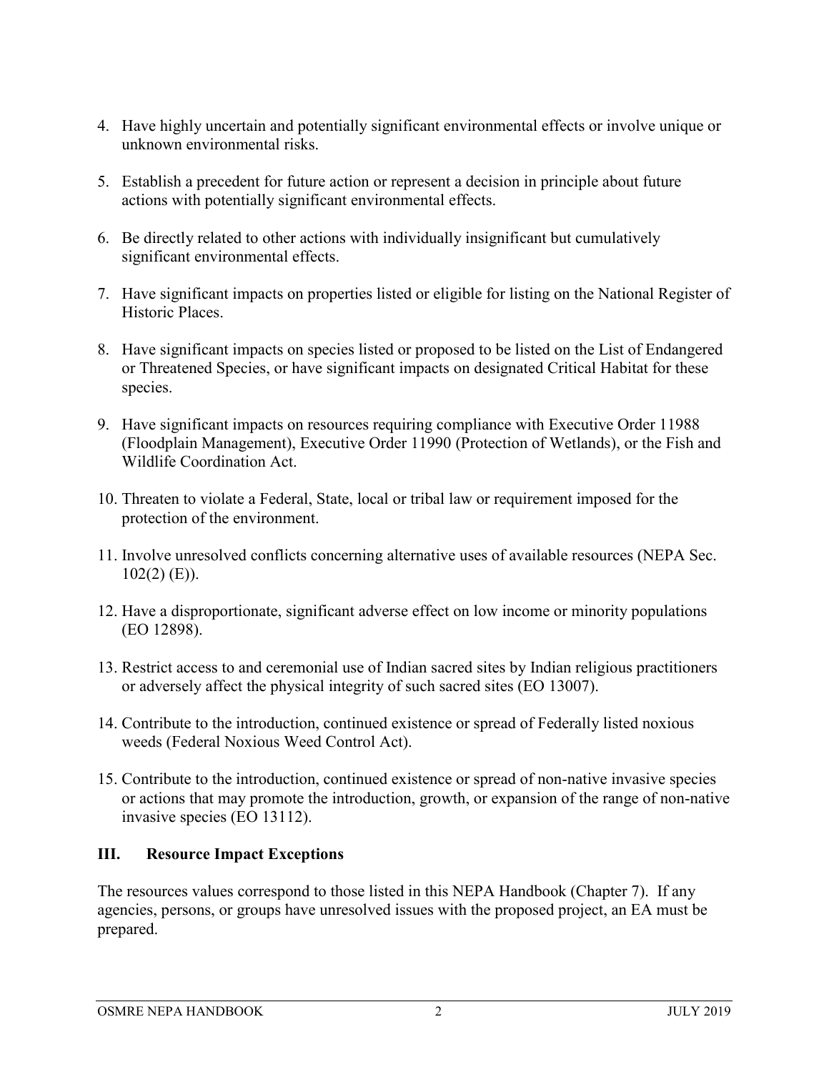4. Have highly uncertain and potentially significant environmental effects or involve unique or unknown environmental risks.

5. Establish a precedent for future action or represent a decision in principle about future actions with potentially significant environmental effects.

6. Be directly related to other actions with individually insignificant but cumulatively significant environmental effects.

7. Have significant impacts on properties listed or eligible for listing on the National Register of Historic Places.

8. Have significant impacts on species listed or proposed to be listed on the List of Endangered or Threatened Species, or have significant impacts on designated Critical Habitat for these species.

9. Have significant impacts on resources requiring compliance with Executive Order 11988 (Floodplain Management), Executive Order 11990 (Protection of Wetlands), or the Fish and Wildlife Coordination Act.

10. Threaten to violate a Federal, State, local or tribal law or requirement imposed for the protection of the environment.

11. Involve unresolved conflicts concerning alternative uses of available resources (NEPA Sec. 102(2) (E)).

12. Have a disproportionate, significant adverse effect on low income or minority populations (EO 12898).

13. Restrict access to and ceremonial use of Indian sacred sites by Indian religious practitioners or adversely affect the physical integrity of such sacred sites (EO 13007).

14. Contribute to the introduction, continued existence or spread of Federally listed noxious weeds (Federal Noxious Weed Control Act).

15. Contribute to the introduction, continued existence or spread of non-native invasive species or actions that may promote the introduction, growth, or expansion of the range of non-native invasive species (EO 13112).

## III. Resource Impact Exceptions

The resources values correspond to those listed in this NEPA Handbook (Chapter 7). If any agencies, persons, or groups have unresolved issues with the proposed project, an EA must be prepared.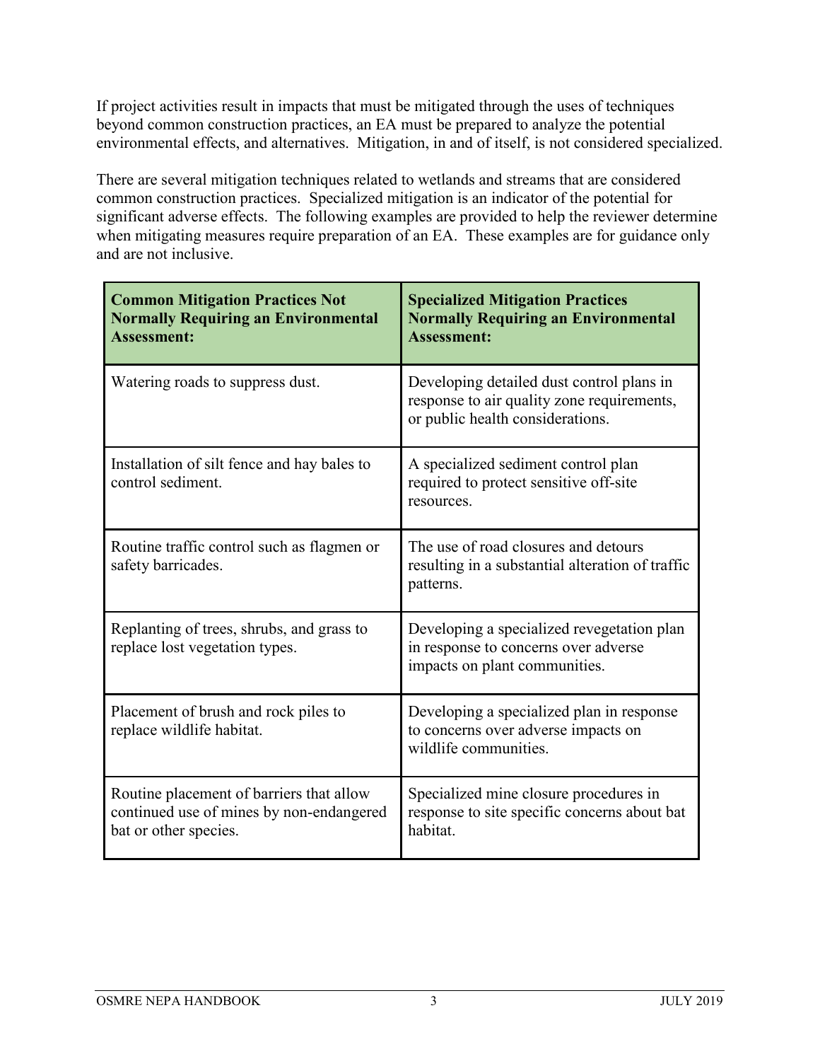If project activities result in impacts that must be mitigated through the uses of techniques beyond common construction practices, an EA must be prepared to analyze the potential environmental effects, and alternatives. Mitigation, in and of itself, is not considered specialized.

There are several mitigation techniques related to wetlands and streams that are considered common construction practices. Specialized mitigation is an indicator of the potential for significant adverse effects. The following examples are provided to help the reviewer determine when mitigating measures require preparation of an EA. These examples are for guidance only and are not inclusive.

| **Common Mitigation Practices Not Normally Requiring an Environmental Assessment:** | **Specialized Mitigation Practices Normally Requiring an Environmental Assessment:** |
| --- | --- |
| Watering roads to suppress dust. | Developing detailed dust control plans in response to air quality zone requirements, or public health considerations. |
| Installation of silt fence and hay bales to control sediment. | A specialized sediment control plan required to protect sensitive off-site resources. |
| Routine traffic control such as flagmen or safety barricades. | The use of road closures and detours resulting in a substantial alteration of traffic patterns. |
| Replanting of trees, shrubs, and grass to replace lost vegetation types. | Developing a specialized revegetation plan in response to concerns over adverse impacts on plant communities. |
| Placement of brush and rock piles to replace wildlife habitat. | Developing a specialized plan in response to concerns over adverse impacts on wildlife communities. |
| Routine placement of barriers that allow continued use of mines by non-endangered bat or other species. | Specialized mine closure procedures in response to site specific concerns about bat habitat. |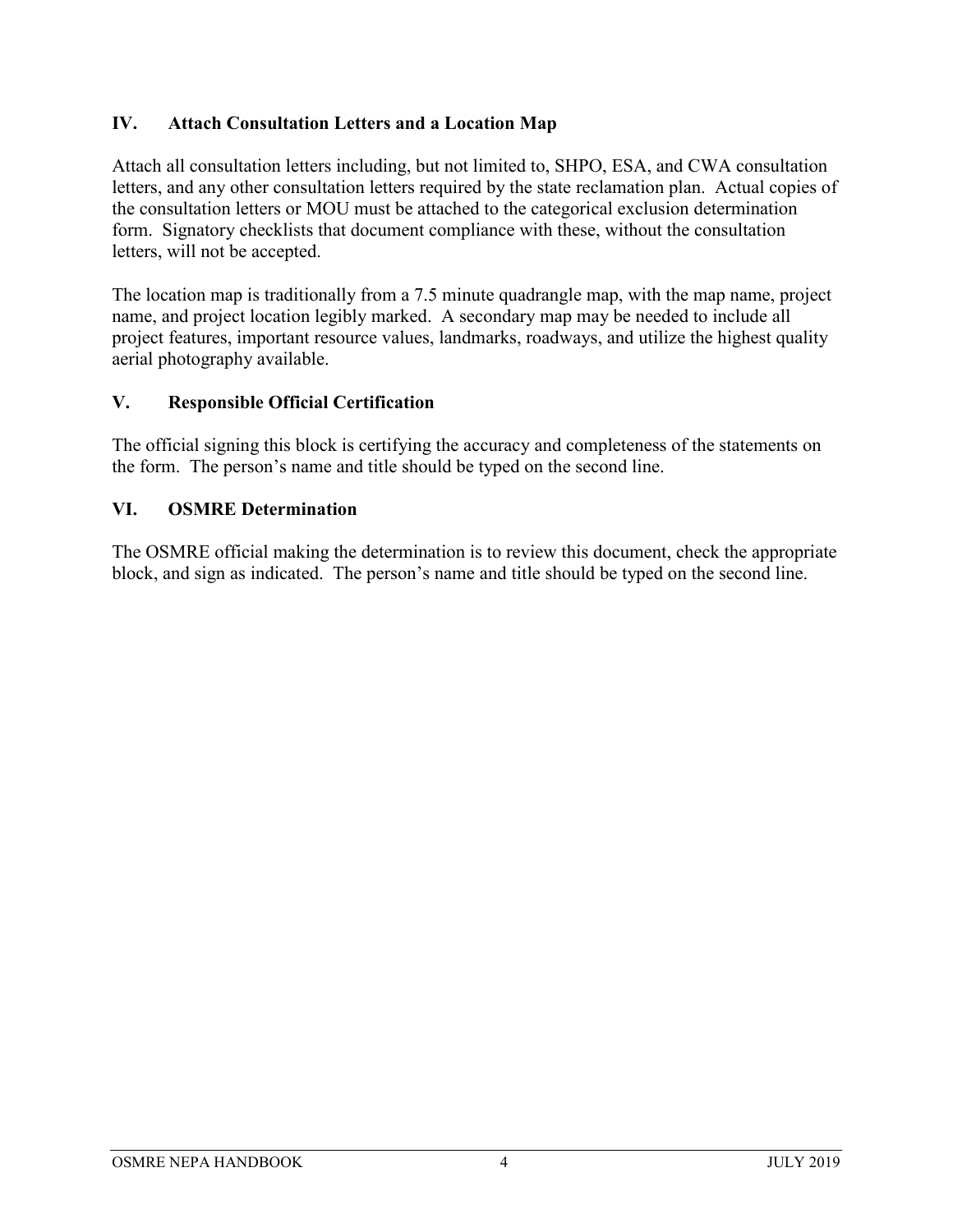## IV. Attach Consultation Letters and a Location Map

Attach all consultation letters including, but not limited to, SHPO, ESA, and CWA consultation letters, and any other consultation letters required by the state reclamation plan. Actual copies of the consultation letters or MOU must be attached to the categorical exclusion determination form. Signatory checklists that document compliance with these, without the consultation letters, will not be accepted.

The location map is traditionally from a 7.5 minute quadrangle map, with the map name, project name, and project location legibly marked. A secondary map may be needed to include all project features, important resource values, landmarks, roadways, and utilize the highest quality aerial photography available.

## V. Responsible Official Certification

The official signing this block is certifying the accuracy and completeness of the statements on the form. The person's name and title should be typed on the second line.

## VI. OSMRE Determination

The OSMRE official making the determination is to review this document, check the appropriate block, and sign as indicated. The person's name and title should be typed on the second line.